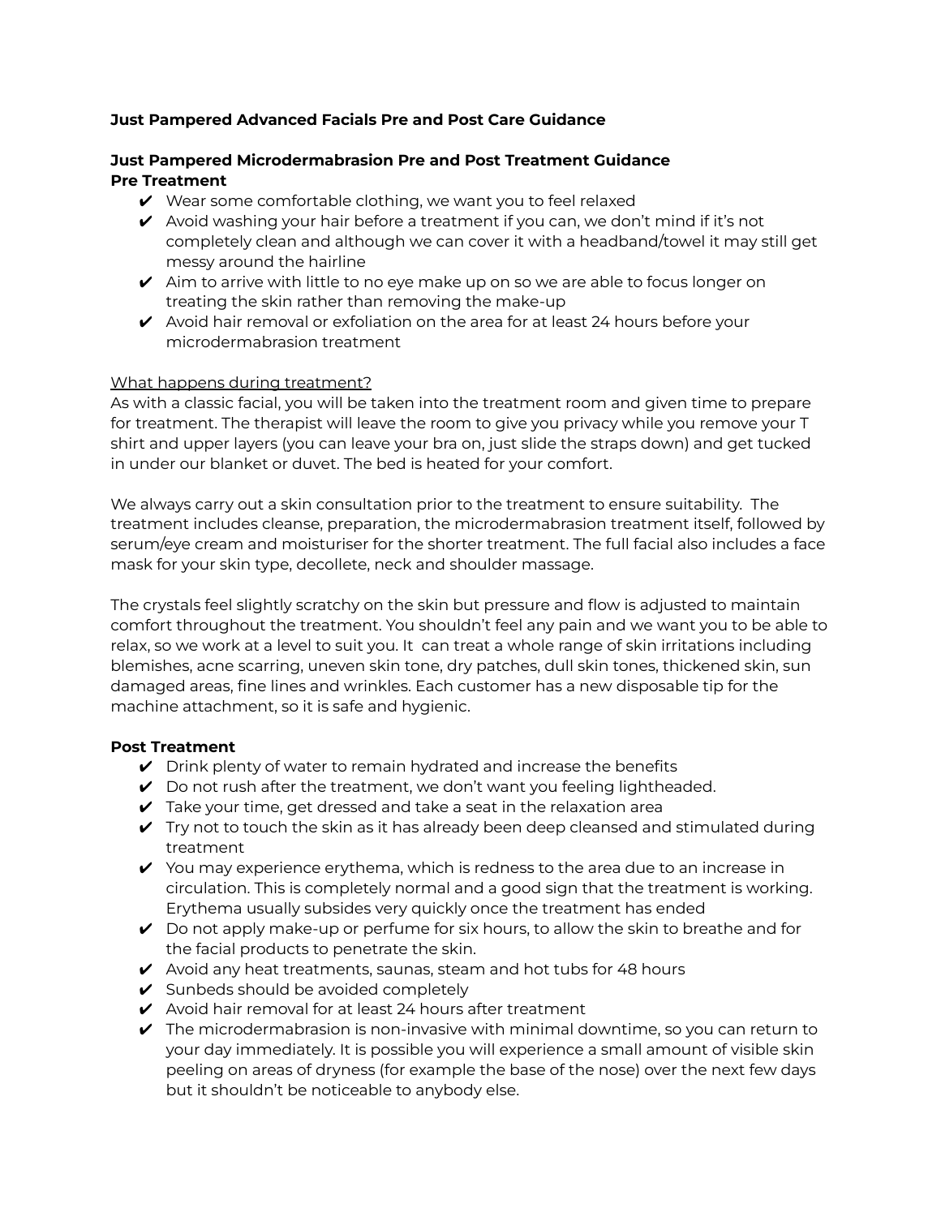# Just Pampered Advanced Facials Pre and Post Care Guidance

## Just Pampered Microdermabrasion Pre and Post Treatment Guidance

### Pre Treatment

- ✔ Wear some comfortable clothing, we want you to feel relaxed
- ✔ Avoid washing your hair before a treatment if you can, we don't mind if it's not completely clean and although we can cover it with a headband/towel it may still get messy around the hairline
- ✔ Aim to arrive with little to no eye make up on so we are able to focus longer on treating the skin rather than removing the make-up
- ✔ Avoid hair removal or exfoliation on the area for at least 24 hours before your microdermabrasion treatment

<u>What happens during treatment?</u>

As with a classic facial, you will be taken into the treatment room and given time to prepare for treatment. The therapist will leave the room to give you privacy while you remove your T shirt and upper layers (you can leave your bra on, just slide the straps down) and get tucked in under our blanket or duvet. The bed is heated for your comfort.

We always carry out a skin consultation prior to the treatment to ensure suitability. The treatment includes cleanse, preparation, the microdermabrasion treatment itself, followed by serum/eye cream and moisturiser for the shorter treatment. The full facial also includes a face mask for your skin type, decollete, neck and shoulder massage.

The crystals feel slightly scratchy on the skin but pressure and flow is adjusted to maintain comfort throughout the treatment. You shouldn't feel any pain and we want you to be able to relax, so we work at a level to suit you. It can treat a whole range of skin irritations including blemishes, acne scarring, uneven skin tone, dry patches, dull skin tones, thickened skin, sun damaged areas, fine lines and wrinkles. Each customer has a new disposable tip for the machine attachment, so it is safe and hygienic.

### Post Treatment

- ✔ Drink plenty of water to remain hydrated and increase the benefits
- ✔ Do not rush after the treatment, we don't want you feeling lightheaded.
- ✔ Take your time, get dressed and take a seat in the relaxation area
- ✔ Try not to touch the skin as it has already been deep cleansed and stimulated during treatment
- ✔ You may experience erythema, which is redness to the area due to an increase in circulation. This is completely normal and a good sign that the treatment is working. Erythema usually subsides very quickly once the treatment has ended
- ✔ Do not apply make-up or perfume for six hours, to allow the skin to breathe and for the facial products to penetrate the skin.
- ✔ Avoid any heat treatments, saunas, steam and hot tubs for 48 hours
- ✔ Sunbeds should be avoided completely
- ✔ Avoid hair removal for at least 24 hours after treatment
- ✔ The microdermabrasion is non-invasive with minimal downtime, so you can return to your day immediately. It is possible you will experience a small amount of visible skin peeling on areas of dryness (for example the base of the nose) over the next few days but it shouldn't be noticeable to anybody else.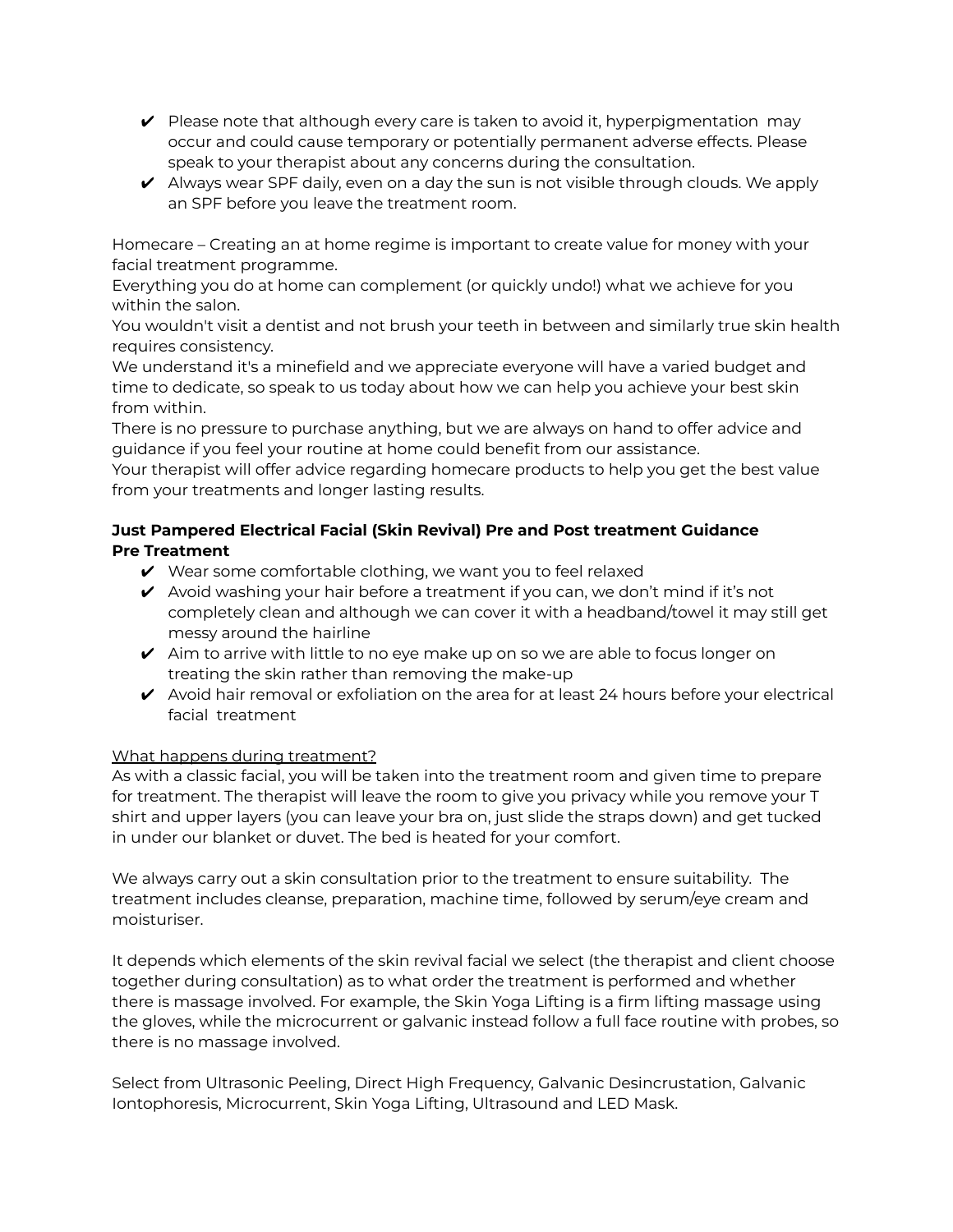- ✔ Please note that although every care is taken to avoid it, hyperpigmentation may occur and could cause temporary or potentially permanent adverse effects. Please speak to your therapist about any concerns during the consultation.
- ✔ Always wear SPF daily, even on a day the sun is not visible through clouds. We apply an SPF before you leave the treatment room.

Homecare – Creating an at home regime is important to create value for money with your facial treatment programme.
Everything you do at home can complement (or quickly undo!) what we achieve for you within the salon.
You wouldn't visit a dentist and not brush your teeth in between and similarly true skin health requires consistency.
We understand it's a minefield and we appreciate everyone will have a varied budget and time to dedicate, so speak to us today about how we can help you achieve your best skin from within.
There is no pressure to purchase anything, but we are always on hand to offer advice and guidance if you feel your routine at home could benefit from our assistance.
Your therapist will offer advice regarding homecare products to help you get the best value from your treatments and longer lasting results.

**Just Pampered Electrical Facial (Skin Revival) Pre and Post treatment Guidance**
**Pre Treatment**

- ✔ Wear some comfortable clothing, we want you to feel relaxed
- ✔ Avoid washing your hair before a treatment if you can, we don't mind if it's not completely clean and although we can cover it with a headband/towel it may still get messy around the hairline
- ✔ Aim to arrive with little to no eye make up on so we are able to focus longer on treating the skin rather than removing the make-up
- ✔ Avoid hair removal or exfoliation on the area for at least 24 hours before your electrical facial treatment

<u>What happens during treatment?</u>
As with a classic facial, you will be taken into the treatment room and given time to prepare for treatment. The therapist will leave the room to give you privacy while you remove your T shirt and upper layers (you can leave your bra on, just slide the straps down) and get tucked in under our blanket or duvet. The bed is heated for your comfort.

We always carry out a skin consultation prior to the treatment to ensure suitability. The treatment includes cleanse, preparation, machine time, followed by serum/eye cream and moisturiser.

It depends which elements of the skin revival facial we select (the therapist and client choose together during consultation) as to what order the treatment is performed and whether there is massage involved. For example, the Skin Yoga Lifting is a firm lifting massage using the gloves, while the microcurrent or galvanic instead follow a full face routine with probes, so there is no massage involved.

Select from Ultrasonic Peeling, Direct High Frequency, Galvanic Desincrustation, Galvanic Iontophoresis, Microcurrent, Skin Yoga Lifting, Ultrasound and LED Mask.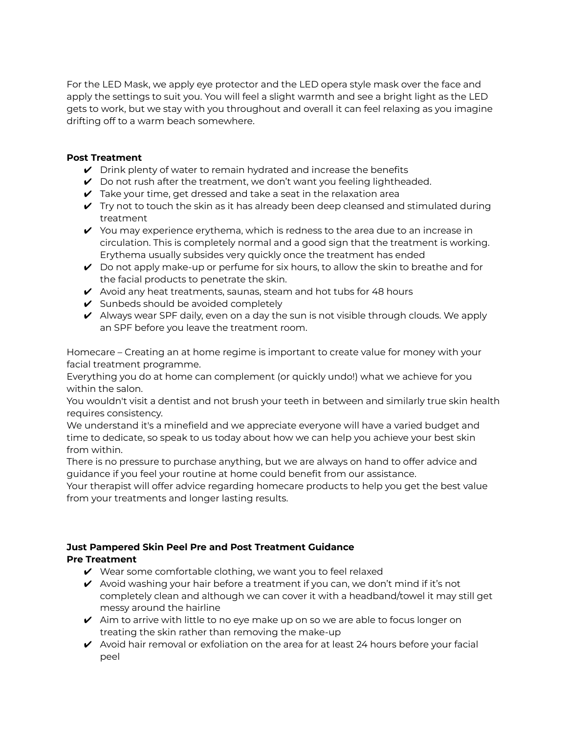For the LED Mask, we apply eye protector and the LED opera style mask over the face and apply the settings to suit you. You will feel a slight warmth and see a bright light as the LED gets to work, but we stay with you throughout and overall it can feel relaxing as you imagine drifting off to a warm beach somewhere.

**Post Treatment**

- ✔ Drink plenty of water to remain hydrated and increase the benefits
- ✔ Do not rush after the treatment, we don't want you feeling lightheaded.
- ✔ Take your time, get dressed and take a seat in the relaxation area
- ✔ Try not to touch the skin as it has already been deep cleansed and stimulated during treatment
- ✔ You may experience erythema, which is redness to the area due to an increase in circulation. This is completely normal and a good sign that the treatment is working. Erythema usually subsides very quickly once the treatment has ended
- ✔ Do not apply make-up or perfume for six hours, to allow the skin to breathe and for the facial products to penetrate the skin.
- ✔ Avoid any heat treatments, saunas, steam and hot tubs for 48 hours
- ✔ Sunbeds should be avoided completely
- ✔ Always wear SPF daily, even on a day the sun is not visible through clouds. We apply an SPF before you leave the treatment room.

Homecare – Creating an at home regime is important to create value for money with your facial treatment programme.
Everything you do at home can complement (or quickly undo!) what we achieve for you within the salon.
You wouldn't visit a dentist and not brush your teeth in between and similarly true skin health requires consistency.
We understand it's a minefield and we appreciate everyone will have a varied budget and time to dedicate, so speak to us today about how we can help you achieve your best skin from within.
There is no pressure to purchase anything, but we are always on hand to offer advice and guidance if you feel your routine at home could benefit from our assistance.
Your therapist will offer advice regarding homecare products to help you get the best value from your treatments and longer lasting results.

**Just Pampered Skin Peel Pre and Post Treatment Guidance**
**Pre Treatment**

- ✔ Wear some comfortable clothing, we want you to feel relaxed
- ✔ Avoid washing your hair before a treatment if you can, we don't mind if it's not completely clean and although we can cover it with a headband/towel it may still get messy around the hairline
- ✔ Aim to arrive with little to no eye make up on so we are able to focus longer on treating the skin rather than removing the make-up
- ✔ Avoid hair removal or exfoliation on the area for at least 24 hours before your facial peel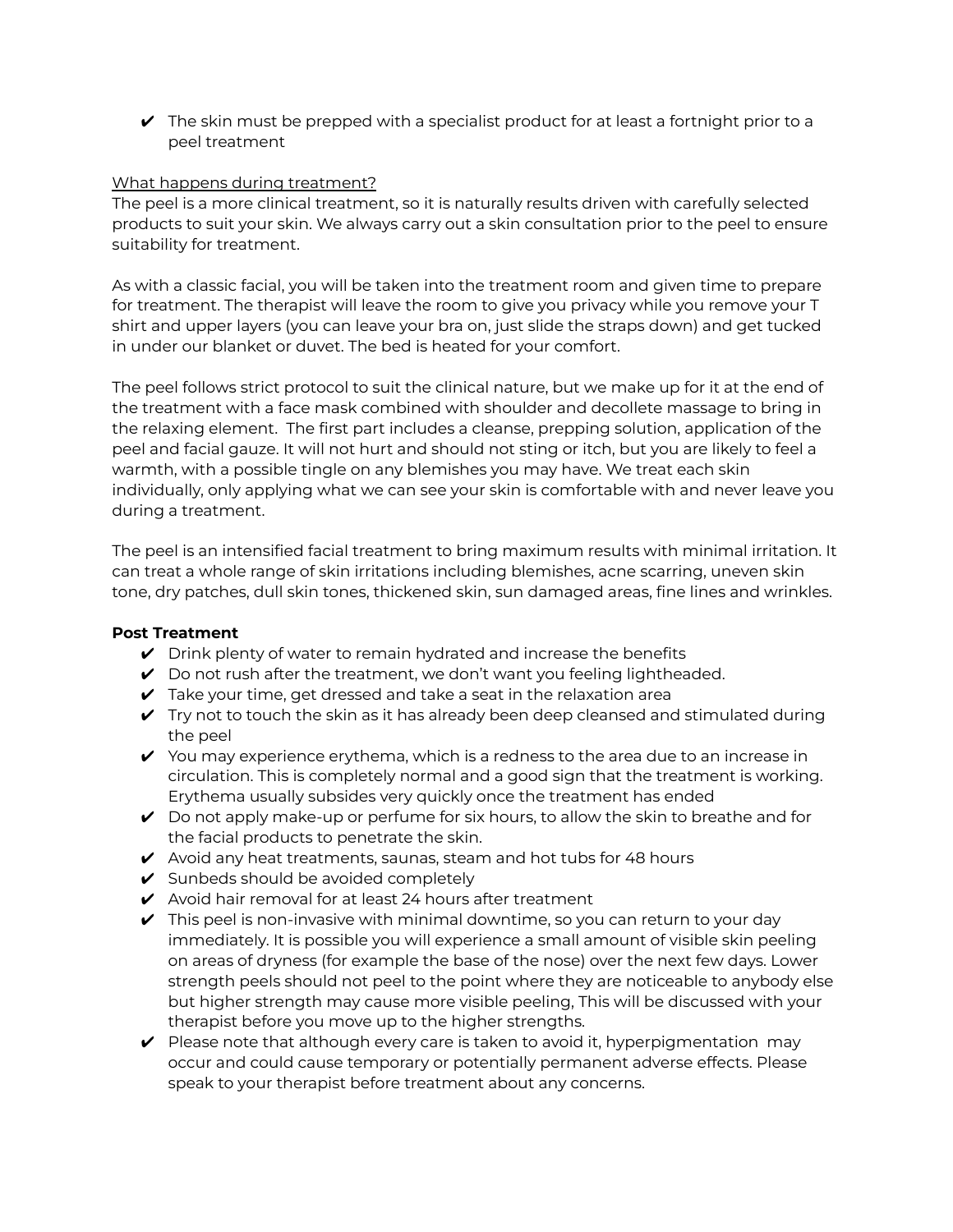- ✔ The skin must be prepped with a specialist product for at least a fortnight prior to a peel treatment

What happens during treatment?

The peel is a more clinical treatment, so it is naturally results driven with carefully selected products to suit your skin. We always carry out a skin consultation prior to the peel to ensure suitability for treatment.

As with a classic facial, you will be taken into the treatment room and given time to prepare for treatment. The therapist will leave the room to give you privacy while you remove your T shirt and upper layers (you can leave your bra on, just slide the straps down) and get tucked in under our blanket or duvet. The bed is heated for your comfort.

The peel follows strict protocol to suit the clinical nature, but we make up for it at the end of the treatment with a face mask combined with shoulder and decollete massage to bring in the relaxing element. The first part includes a cleanse, prepping solution, application of the peel and facial gauze. It will not hurt and should not sting or itch, but you are likely to feel a warmth, with a possible tingle on any blemishes you may have. We treat each skin individually, only applying what we can see your skin is comfortable with and never leave you during a treatment.

The peel is an intensified facial treatment to bring maximum results with minimal irritation. It can treat a whole range of skin irritations including blemishes, acne scarring, uneven skin tone, dry patches, dull skin tones, thickened skin, sun damaged areas, fine lines and wrinkles.

**Post Treatment**

- ✔ Drink plenty of water to remain hydrated and increase the benefits
- ✔ Do not rush after the treatment, we don't want you feeling lightheaded.
- ✔ Take your time, get dressed and take a seat in the relaxation area
- ✔ Try not to touch the skin as it has already been deep cleansed and stimulated during the peel
- ✔ You may experience erythema, which is a redness to the area due to an increase in circulation. This is completely normal and a good sign that the treatment is working. Erythema usually subsides very quickly once the treatment has ended
- ✔ Do not apply make-up or perfume for six hours, to allow the skin to breathe and for the facial products to penetrate the skin.
- ✔ Avoid any heat treatments, saunas, steam and hot tubs for 48 hours
- ✔ Sunbeds should be avoided completely
- ✔ Avoid hair removal for at least 24 hours after treatment
- ✔ This peel is non-invasive with minimal downtime, so you can return to your day immediately. It is possible you will experience a small amount of visible skin peeling on areas of dryness (for example the base of the nose) over the next few days. Lower strength peels should not peel to the point where they are noticeable to anybody else but higher strength may cause more visible peeling, This will be discussed with your therapist before you move up to the higher strengths.
- ✔ Please note that although every care is taken to avoid it, hyperpigmentation may occur and could cause temporary or potentially permanent adverse effects. Please speak to your therapist before treatment about any concerns.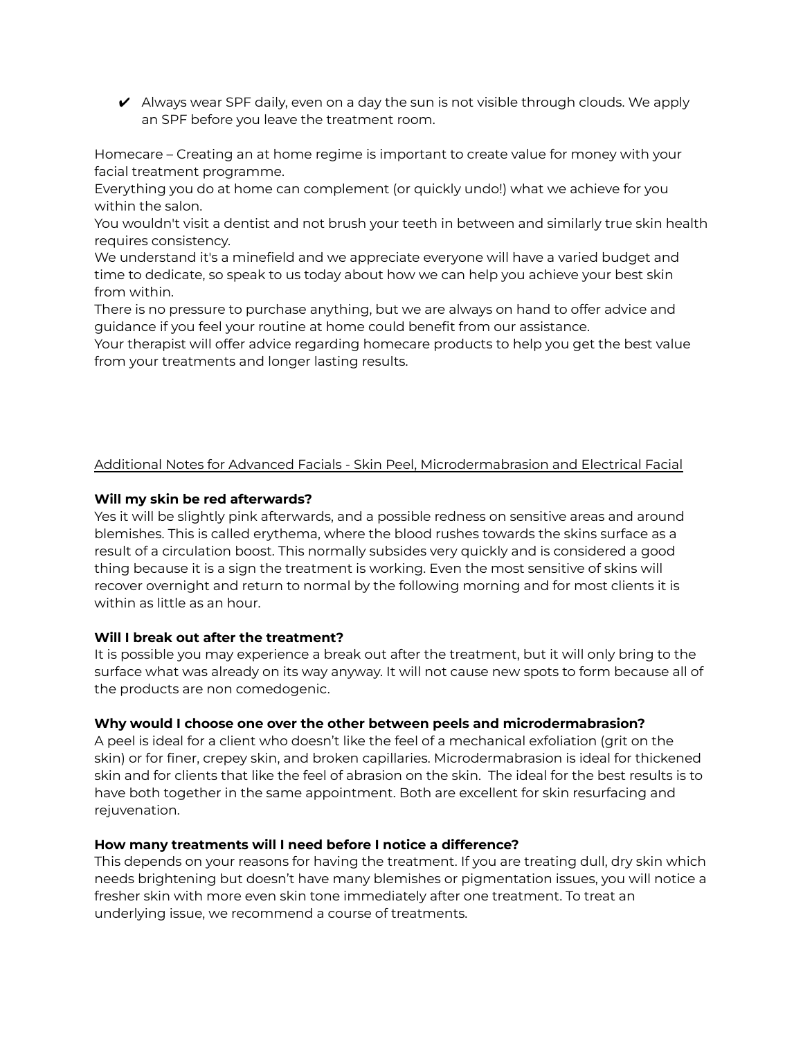- ✔ Always wear SPF daily, even on a day the sun is not visible through clouds. We apply an SPF before you leave the treatment room.

Homecare – Creating an at home regime is important to create value for money with your facial treatment programme.
Everything you do at home can complement (or quickly undo!) what we achieve for you within the salon.
You wouldn't visit a dentist and not brush your teeth in between and similarly true skin health requires consistency.
We understand it's a minefield and we appreciate everyone will have a varied budget and time to dedicate, so speak to us today about how we can help you achieve your best skin from within.
There is no pressure to purchase anything, but we are always on hand to offer advice and guidance if you feel your routine at home could benefit from our assistance.
Your therapist will offer advice regarding homecare products to help you get the best value from your treatments and longer lasting results.

<u>Additional Notes for Advanced Facials - Skin Peel, Microdermabrasion and Electrical Facial</u>

**Will my skin be red afterwards?**
Yes it will be slightly pink afterwards, and a possible redness on sensitive areas and around blemishes. This is called erythema, where the blood rushes towards the skins surface as a result of a circulation boost. This normally subsides very quickly and is considered a good thing because it is a sign the treatment is working. Even the most sensitive of skins will recover overnight and return to normal by the following morning and for most clients it is within as little as an hour.

**Will I break out after the treatment?**
It is possible you may experience a break out after the treatment, but it will only bring to the surface what was already on its way anyway. It will not cause new spots to form because all of the products are non comedogenic.

**Why would I choose one over the other between peels and microdermabrasion?**
A peel is ideal for a client who doesn't like the feel of a mechanical exfoliation (grit on the skin) or for finer, crepey skin, and broken capillaries. Microdermabrasion is ideal for thickened skin and for clients that like the feel of abrasion on the skin. The ideal for the best results is to have both together in the same appointment. Both are excellent for skin resurfacing and rejuvenation.

**How many treatments will I need before I notice a difference?**
This depends on your reasons for having the treatment. If you are treating dull, dry skin which needs brightening but doesn't have many blemishes or pigmentation issues, you will notice a fresher skin with more even skin tone immediately after one treatment. To treat an underlying issue, we recommend a course of treatments.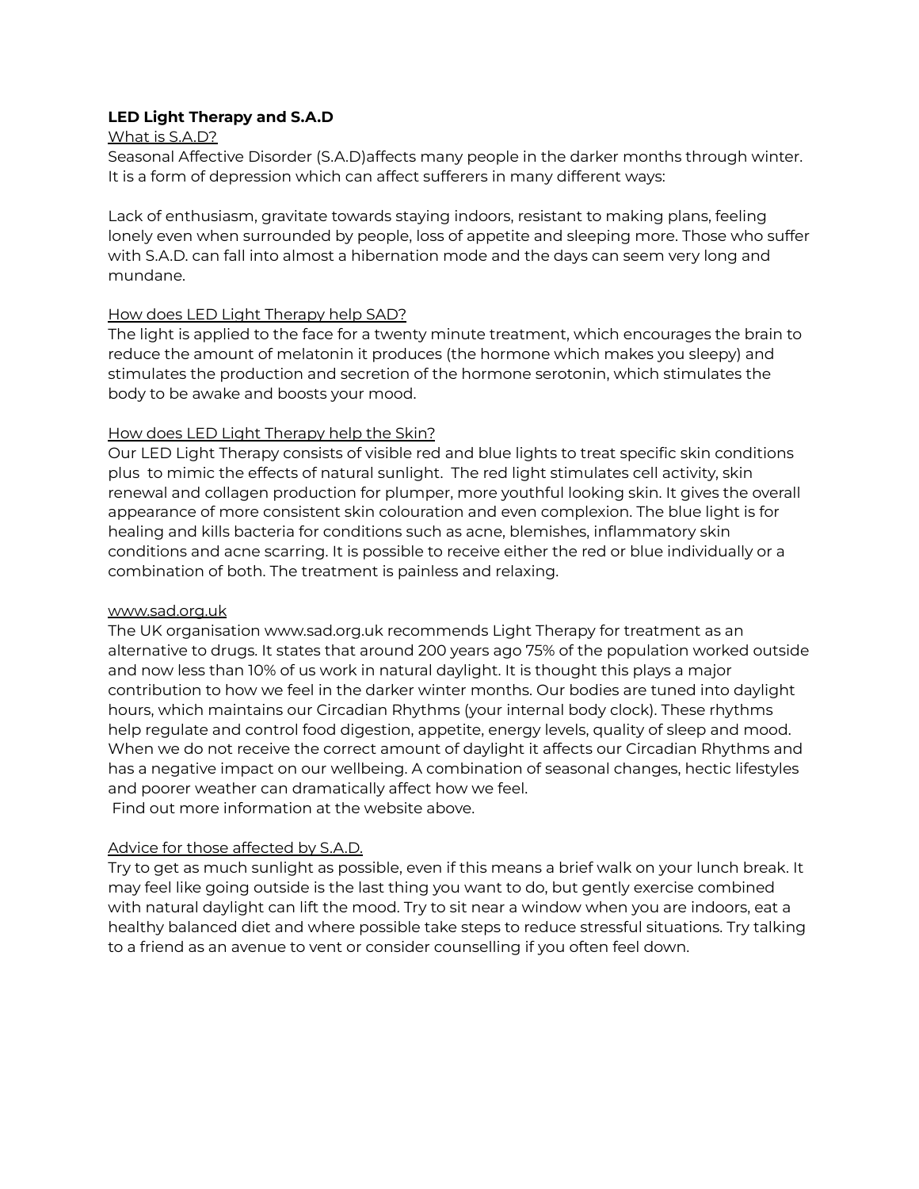**LED Light Therapy and S.A.D**

What is S.A.D?

Seasonal Affective Disorder (S.A.D)affects many people in the darker months through winter. It is a form of depression which can affect sufferers in many different ways:

Lack of enthusiasm, gravitate towards staying indoors, resistant to making plans, feeling lonely even when surrounded by people, loss of appetite and sleeping more. Those who suffer with S.A.D. can fall into almost a hibernation mode and the days can seem very long and mundane.

How does LED Light Therapy help SAD?

The light is applied to the face for a twenty minute treatment, which encourages the brain to reduce the amount of melatonin it produces (the hormone which makes you sleepy) and stimulates the production and secretion of the hormone serotonin, which stimulates the body to be awake and boosts your mood.

How does LED Light Therapy help the Skin?

Our LED Light Therapy consists of visible red and blue lights to treat specific skin conditions plus to mimic the effects of natural sunlight. The red light stimulates cell activity, skin renewal and collagen production for plumper, more youthful looking skin. It gives the overall appearance of more consistent skin colouration and even complexion. The blue light is for healing and kills bacteria for conditions such as acne, blemishes, inflammatory skin conditions and acne scarring. It is possible to receive either the red or blue individually or a combination of both. The treatment is painless and relaxing.

www.sad.org.uk

The UK organisation www.sad.org.uk recommends Light Therapy for treatment as an alternative to drugs. It states that around 200 years ago 75% of the population worked outside and now less than 10% of us work in natural daylight. It is thought this plays a major contribution to how we feel in the darker winter months. Our bodies are tuned into daylight hours, which maintains our Circadian Rhythms (your internal body clock). These rhythms help regulate and control food digestion, appetite, energy levels, quality of sleep and mood. When we do not receive the correct amount of daylight it affects our Circadian Rhythms and has a negative impact on our wellbeing. A combination of seasonal changes, hectic lifestyles and poorer weather can dramatically affect how we feel.
Find out more information at the website above.

Advice for those affected by S.A.D.

Try to get as much sunlight as possible, even if this means a brief walk on your lunch break. It may feel like going outside is the last thing you want to do, but gently exercise combined with natural daylight can lift the mood. Try to sit near a window when you are indoors, eat a healthy balanced diet and where possible take steps to reduce stressful situations. Try talking to a friend as an avenue to vent or consider counselling if you often feel down.